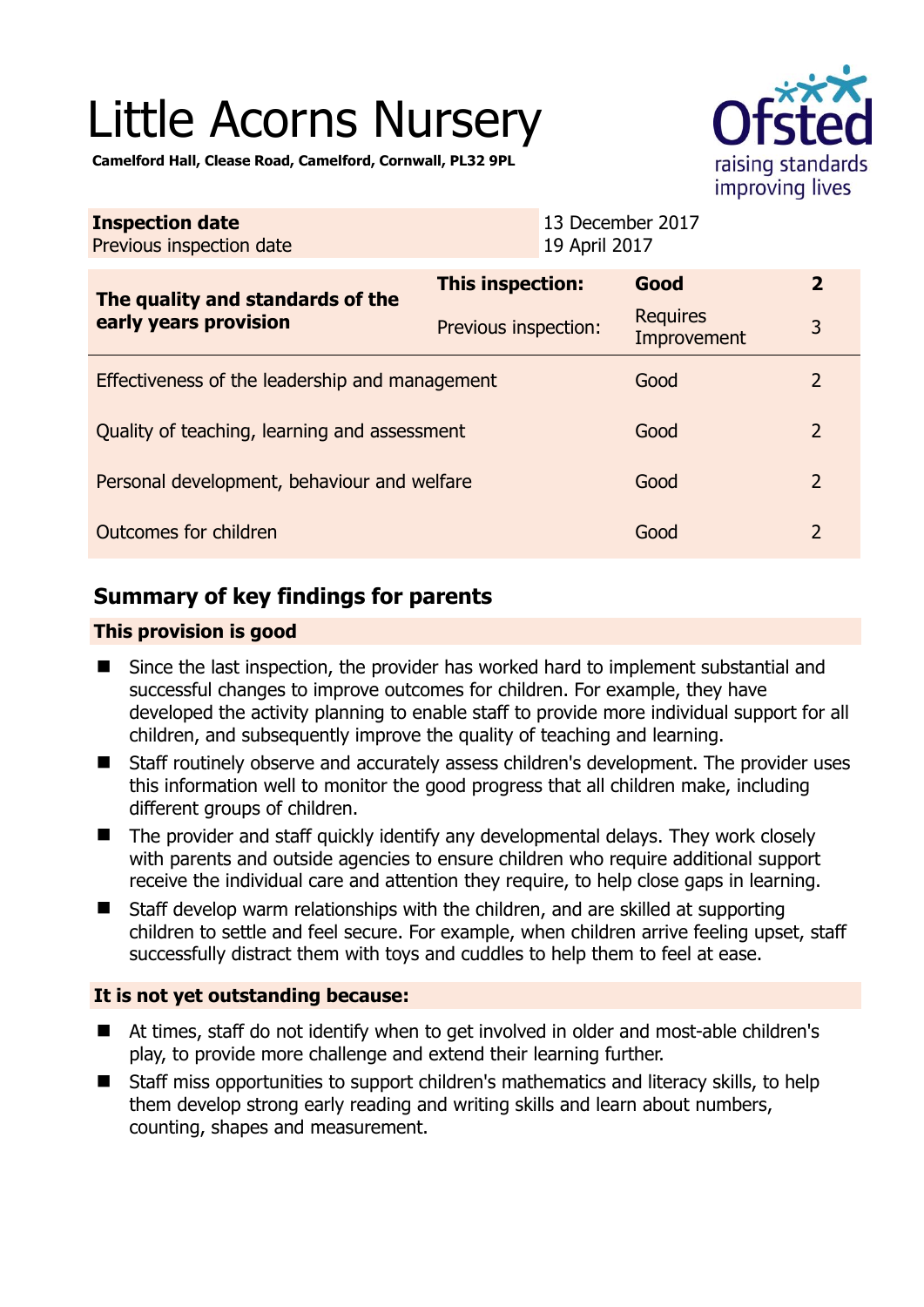# Little Acorns Nursery

**Camelford Hall, Clease Road, Camelford, Cornwall, PL32 9PL**

| **Inspection date** | 13 December 2017 |
|---|---|
| Previous inspection date | 19 April 2017 |

| **The quality and standards of the early years provision** | **This inspection:** | **Good** | **2** |
|---|---|---|---|
| | Previous inspection: | Requires Improvement | 3 |
| Effectiveness of the leadership and management | | Good | 2 |
| Quality of teaching, learning and assessment | | Good | 2 |
| Personal development, behaviour and welfare | | Good | 2 |
| Outcomes for children | | Good | 2 |

## Summary of key findings for parents

### This provision is good

- Since the last inspection, the provider has worked hard to implement substantial and successful changes to improve outcomes for children. For example, they have developed the activity planning to enable staff to provide more individual support for all children, and subsequently improve the quality of teaching and learning.
- Staff routinely observe and accurately assess children's development. The provider uses this information well to monitor the good progress that all children make, including different groups of children.
- The provider and staff quickly identify any developmental delays. They work closely with parents and outside agencies to ensure children who require additional support receive the individual care and attention they require, to help close gaps in learning.
- Staff develop warm relationships with the children, and are skilled at supporting children to settle and feel secure. For example, when children arrive feeling upset, staff successfully distract them with toys and cuddles to help them to feel at ease.

### It is not yet outstanding because:

- At times, staff do not identify when to get involved in older and most-able children's play, to provide more challenge and extend their learning further.
- Staff miss opportunities to support children's mathematics and literacy skills, to help them develop strong early reading and writing skills and learn about numbers, counting, shapes and measurement.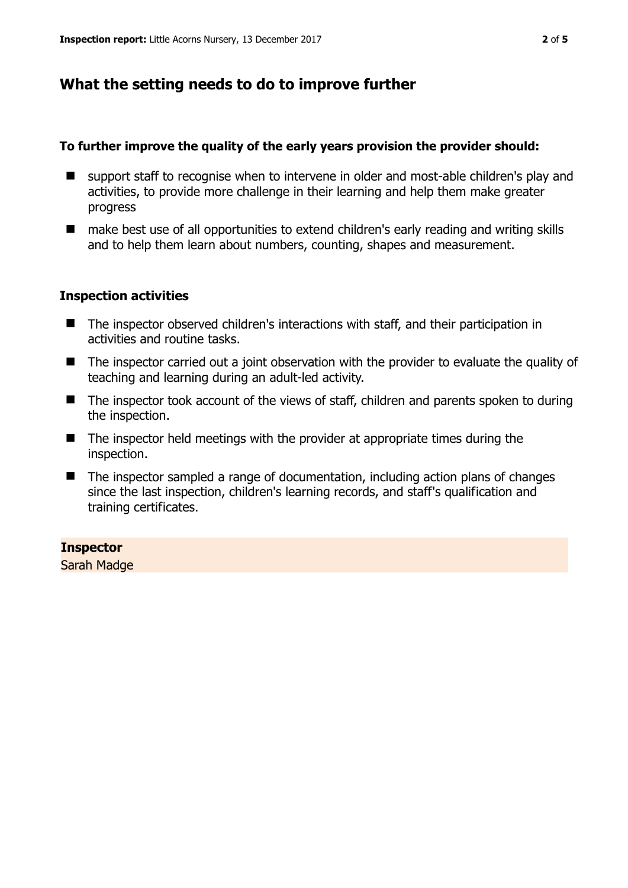## What the setting needs to do to improve further

**To further improve the quality of the early years provision the provider should:**

- support staff to recognise when to intervene in older and most-able children's play and activities, to provide more challenge in their learning and help them make greater progress
- make best use of all opportunities to extend children's early reading and writing skills and to help them learn about numbers, counting, shapes and measurement.

### Inspection activities

- The inspector observed children's interactions with staff, and their participation in activities and routine tasks.
- The inspector carried out a joint observation with the provider to evaluate the quality of teaching and learning during an adult-led activity.
- The inspector took account of the views of staff, children and parents spoken to during the inspection.
- The inspector held meetings with the provider at appropriate times during the inspection.
- The inspector sampled a range of documentation, including action plans of changes since the last inspection, children's learning records, and staff's qualification and training certificates.

**Inspector**
Sarah Madge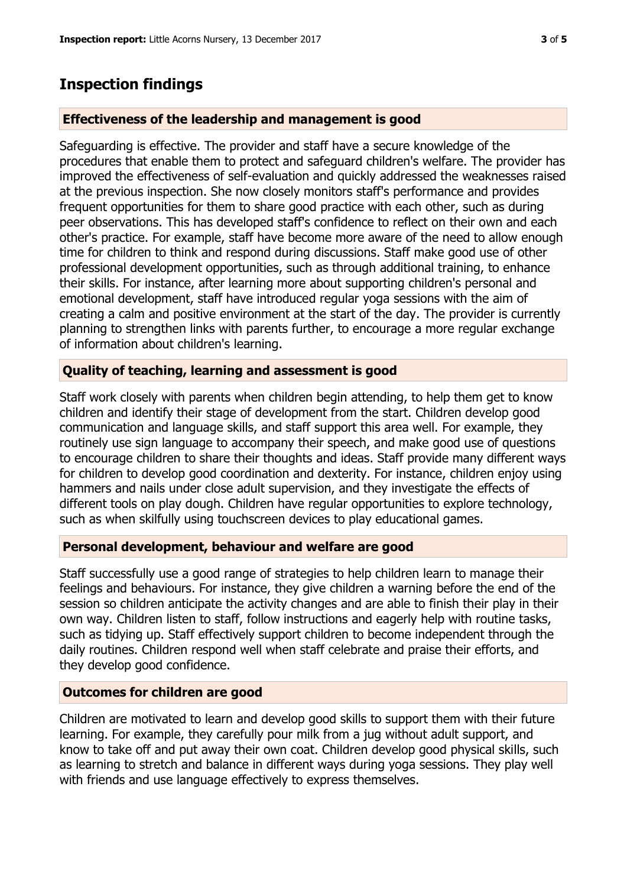## Inspection findings

### Effectiveness of the leadership and management is good

Safeguarding is effective. The provider and staff have a secure knowledge of the procedures that enable them to protect and safeguard children's welfare. The provider has improved the effectiveness of self-evaluation and quickly addressed the weaknesses raised at the previous inspection. She now closely monitors staff's performance and provides frequent opportunities for them to share good practice with each other, such as during peer observations. This has developed staff's confidence to reflect on their own and each other's practice. For example, staff have become more aware of the need to allow enough time for children to think and respond during discussions. Staff make good use of other professional development opportunities, such as through additional training, to enhance their skills. For instance, after learning more about supporting children's personal and emotional development, staff have introduced regular yoga sessions with the aim of creating a calm and positive environment at the start of the day. The provider is currently planning to strengthen links with parents further, to encourage a more regular exchange of information about children's learning.

### Quality of teaching, learning and assessment is good

Staff work closely with parents when children begin attending, to help them get to know children and identify their stage of development from the start. Children develop good communication and language skills, and staff support this area well. For example, they routinely use sign language to accompany their speech, and make good use of questions to encourage children to share their thoughts and ideas. Staff provide many different ways for children to develop good coordination and dexterity. For instance, children enjoy using hammers and nails under close adult supervision, and they investigate the effects of different tools on play dough. Children have regular opportunities to explore technology, such as when skilfully using touchscreen devices to play educational games.

### Personal development, behaviour and welfare are good

Staff successfully use a good range of strategies to help children learn to manage their feelings and behaviours. For instance, they give children a warning before the end of the session so children anticipate the activity changes and are able to finish their play in their own way. Children listen to staff, follow instructions and eagerly help with routine tasks, such as tidying up. Staff effectively support children to become independent through the daily routines. Children respond well when staff celebrate and praise their efforts, and they develop good confidence.

### Outcomes for children are good

Children are motivated to learn and develop good skills to support them with their future learning. For example, they carefully pour milk from a jug without adult support, and know to take off and put away their own coat. Children develop good physical skills, such as learning to stretch and balance in different ways during yoga sessions. They play well with friends and use language effectively to express themselves.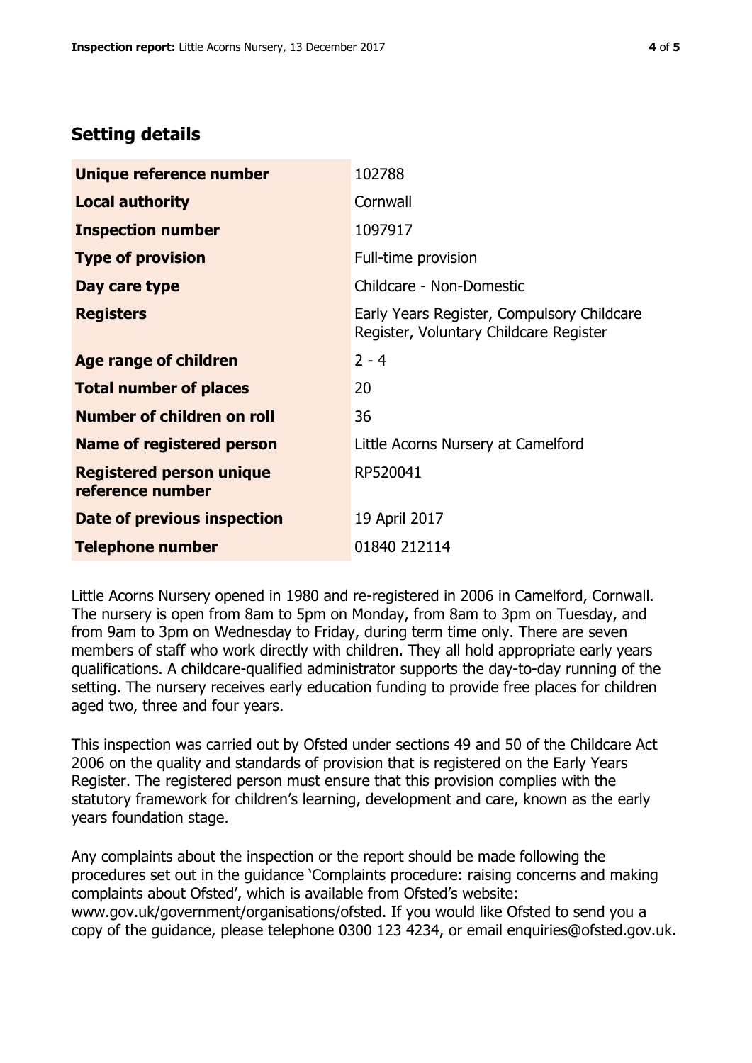## Setting details

| | |
|---|---|
| **Unique reference number** | 102788 |
| **Local authority** | Cornwall |
| **Inspection number** | 1097917 |
| **Type of provision** | Full-time provision |
| **Day care type** | Childcare - Non-Domestic |
| **Registers** | Early Years Register, Compulsory Childcare Register, Voluntary Childcare Register |
| **Age range of children** | 2 - 4 |
| **Total number of places** | 20 |
| **Number of children on roll** | 36 |
| **Name of registered person** | Little Acorns Nursery at Camelford |
| **Registered person unique reference number** | RP520041 |
| **Date of previous inspection** | 19 April 2017 |
| **Telephone number** | 01840 212114 |

Little Acorns Nursery opened in 1980 and re-registered in 2006 in Camelford, Cornwall. The nursery is open from 8am to 5pm on Monday, from 8am to 3pm on Tuesday, and from 9am to 3pm on Wednesday to Friday, during term time only. There are seven members of staff who work directly with children. They all hold appropriate early years qualifications. A childcare-qualified administrator supports the day-to-day running of the setting. The nursery receives early education funding to provide free places for children aged two, three and four years.

This inspection was carried out by Ofsted under sections 49 and 50 of the Childcare Act 2006 on the quality and standards of provision that is registered on the Early Years Register. The registered person must ensure that this provision complies with the statutory framework for children's learning, development and care, known as the early years foundation stage.

Any complaints about the inspection or the report should be made following the procedures set out in the guidance 'Complaints procedure: raising concerns and making complaints about Ofsted', which is available from Ofsted's website: www.gov.uk/government/organisations/ofsted. If you would like Ofsted to send you a copy of the guidance, please telephone 0300 123 4234, or email enquiries@ofsted.gov.uk.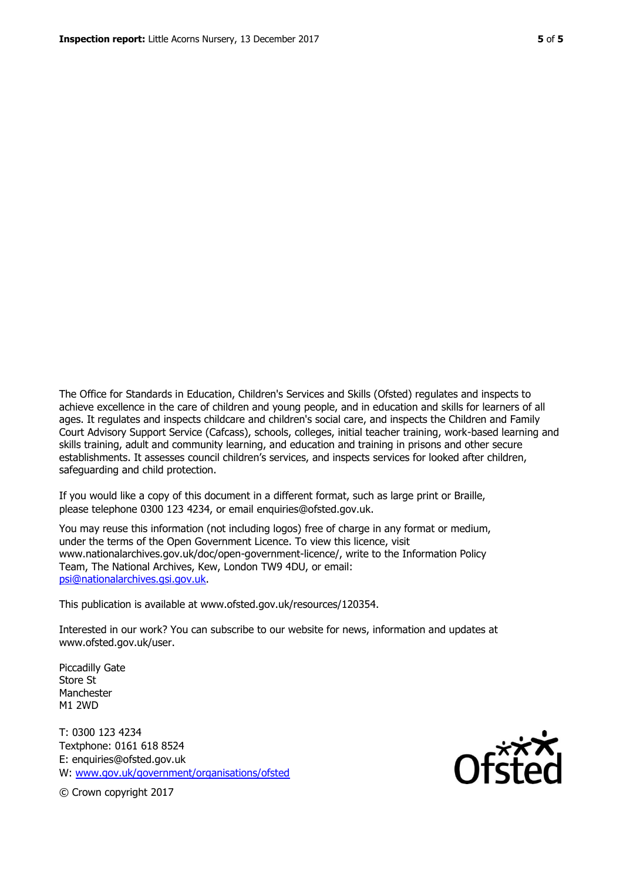The Office for Standards in Education, Children's Services and Skills (Ofsted) regulates and inspects to achieve excellence in the care of children and young people, and in education and skills for learners of all ages. It regulates and inspects childcare and children's social care, and inspects the Children and Family Court Advisory Support Service (Cafcass), schools, colleges, initial teacher training, work-based learning and skills training, adult and community learning, and education and training in prisons and other secure establishments. It assesses council children's services, and inspects services for looked after children, safeguarding and child protection.

If you would like a copy of this document in a different format, such as large print or Braille, please telephone 0300 123 4234, or email enquiries@ofsted.gov.uk.

You may reuse this information (not including logos) free of charge in any format or medium, under the terms of the Open Government Licence. To view this licence, visit www.nationalarchives.gov.uk/doc/open-government-licence/, write to the Information Policy Team, The National Archives, Kew, London TW9 4DU, or email: psi@nationalarchives.gsi.gov.uk.

This publication is available at www.ofsted.gov.uk/resources/120354.

Interested in our work? You can subscribe to our website for news, information and updates at www.ofsted.gov.uk/user.

Piccadilly Gate  
Store St  
Manchester  
M1 2WD

T: 0300 123 4234  
Textphone: 0161 618 8524  
E: enquiries@ofsted.gov.uk  
W: www.gov.uk/government/organisations/ofsted

© Crown copyright 2017